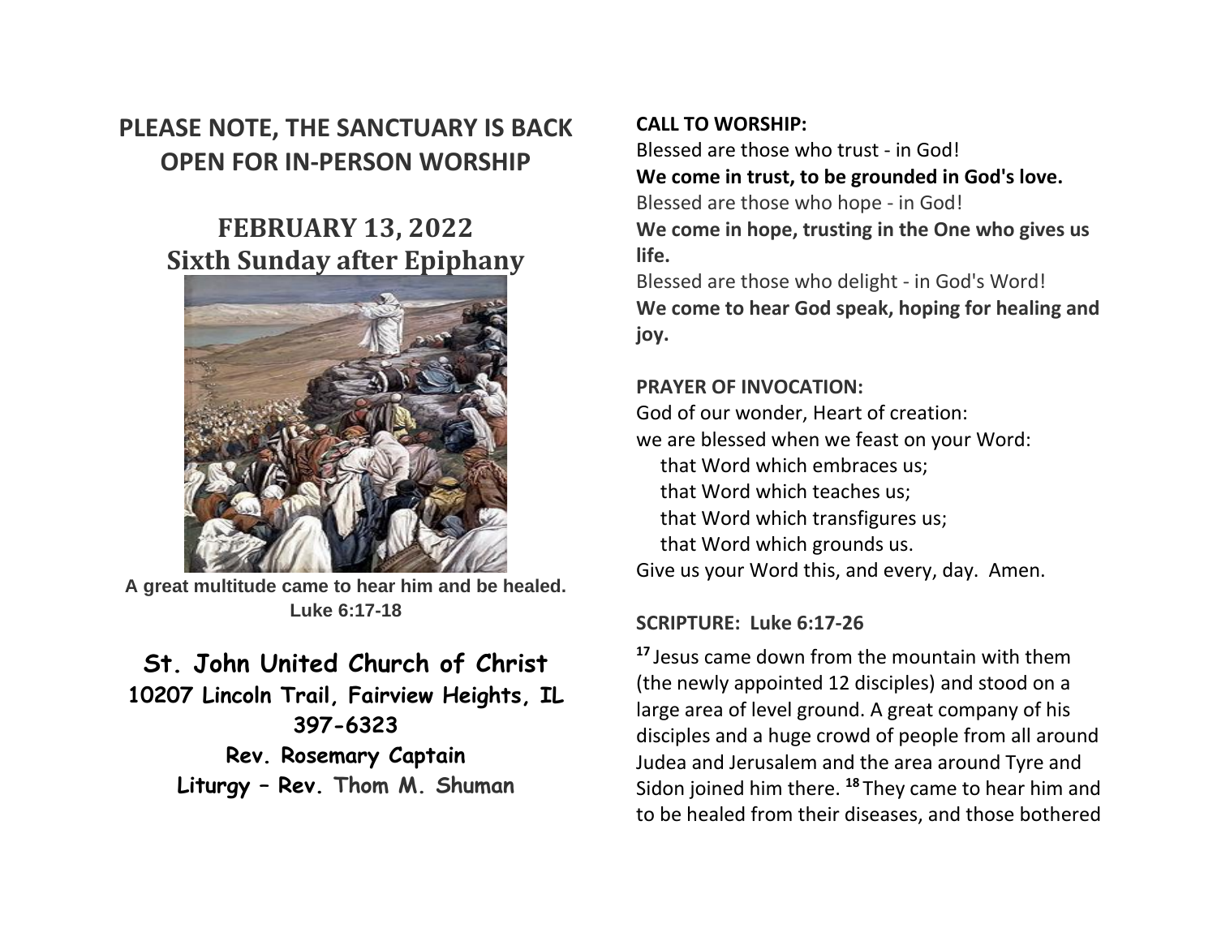# PLEASE NOTE, THE SANCTUARY IS BACK OPEN FOR IN-PERSON WORSHIP

## FEBRUARY 13, 2022
## Sixth Sunday after Epiphany

A great multitude came to hear him and be healed.
Luke 6:17-18

**St. John United Church of Christ**
**10207 Lincoln Trail, Fairview Heights, IL**
**397-6323**
**Rev. Rosemary Captain**
**Liturgy – Rev. Thom M. Shuman**

**CALL TO WORSHIP:**

Blessed are those who trust - in God!
**We come in trust, to be grounded in God's love.**
Blessed are those who hope - in God!
**We come in hope, trusting in the One who gives us life.**
Blessed are those who delight - in God's Word!
**We come to hear God speak, hoping for healing and joy.**

**PRAYER OF INVOCATION:**

God of our wonder, Heart of creation:
we are blessed when we feast on your Word:
 that Word which embraces us;
 that Word which teaches us;
 that Word which transfigures us;
 that Word which grounds us.
Give us your Word this, and every, day. Amen.

**SCRIPTURE: Luke 6:17-26**

[17] Jesus came down from the mountain with them (the newly appointed 12 disciples) and stood on a large area of level ground. A great company of his disciples and a huge crowd of people from all around Judea and Jerusalem and the area around Tyre and Sidon joined him there. [18] They came to hear him and to be healed from their diseases, and those bothered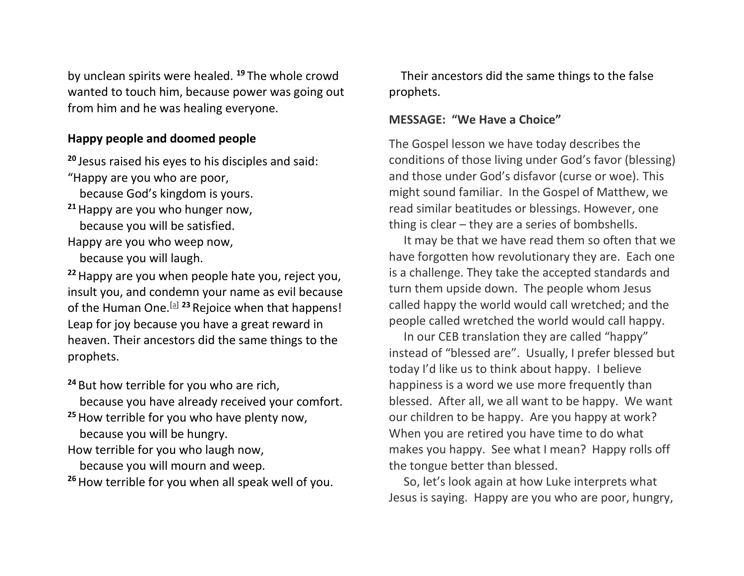by unclean spirits were healed. **19** The whole crowd wanted to touch him, because power was going out from him and he was healing everyone.

**Happy people and doomed people**

**20** Jesus raised his eyes to his disciples and said:
"Happy are you who are poor,
because God's kingdom is yours.
**21** Happy are you who hunger now,
because you will be satisfied.
Happy are you who weep now,
because you will laugh.

**22** Happy are you when people hate you, reject you, insult you, and condemn your name as evil because of the Human One.[a] **23** Rejoice when that happens! Leap for joy because you have a great reward in heaven. Their ancestors did the same things to the prophets.

**24** But how terrible for you who are rich,
because you have already received your comfort.
**25** How terrible for you who have plenty now,
because you will be hungry.
How terrible for you who laugh now,
because you will mourn and weep.
**26** How terrible for you when all speak well of you.
Their ancestors did the same things to the false prophets.

**MESSAGE: "We Have a Choice"**

The Gospel lesson we have today describes the conditions of those living under God's favor (blessing) and those under God's disfavor (curse or woe). This might sound familiar. In the Gospel of Matthew, we read similar beatitudes or blessings. However, one thing is clear – they are a series of bombshells.

It may be that we have read them so often that we have forgotten how revolutionary they are. Each one is a challenge. They take the accepted standards and turn them upside down. The people whom Jesus called happy the world would call wretched; and the people called wretched the world would call happy.

In our CEB translation they are called "happy" instead of "blessed are". Usually, I prefer blessed but today I'd like us to think about happy. I believe happiness is a word we use more frequently than blessed. After all, we all want to be happy. We want our children to be happy. Are you happy at work? When you are retired you have time to do what makes you happy. See what I mean? Happy rolls off the tongue better than blessed.

So, let's look again at how Luke interprets what Jesus is saying. Happy are you who are poor, hungry,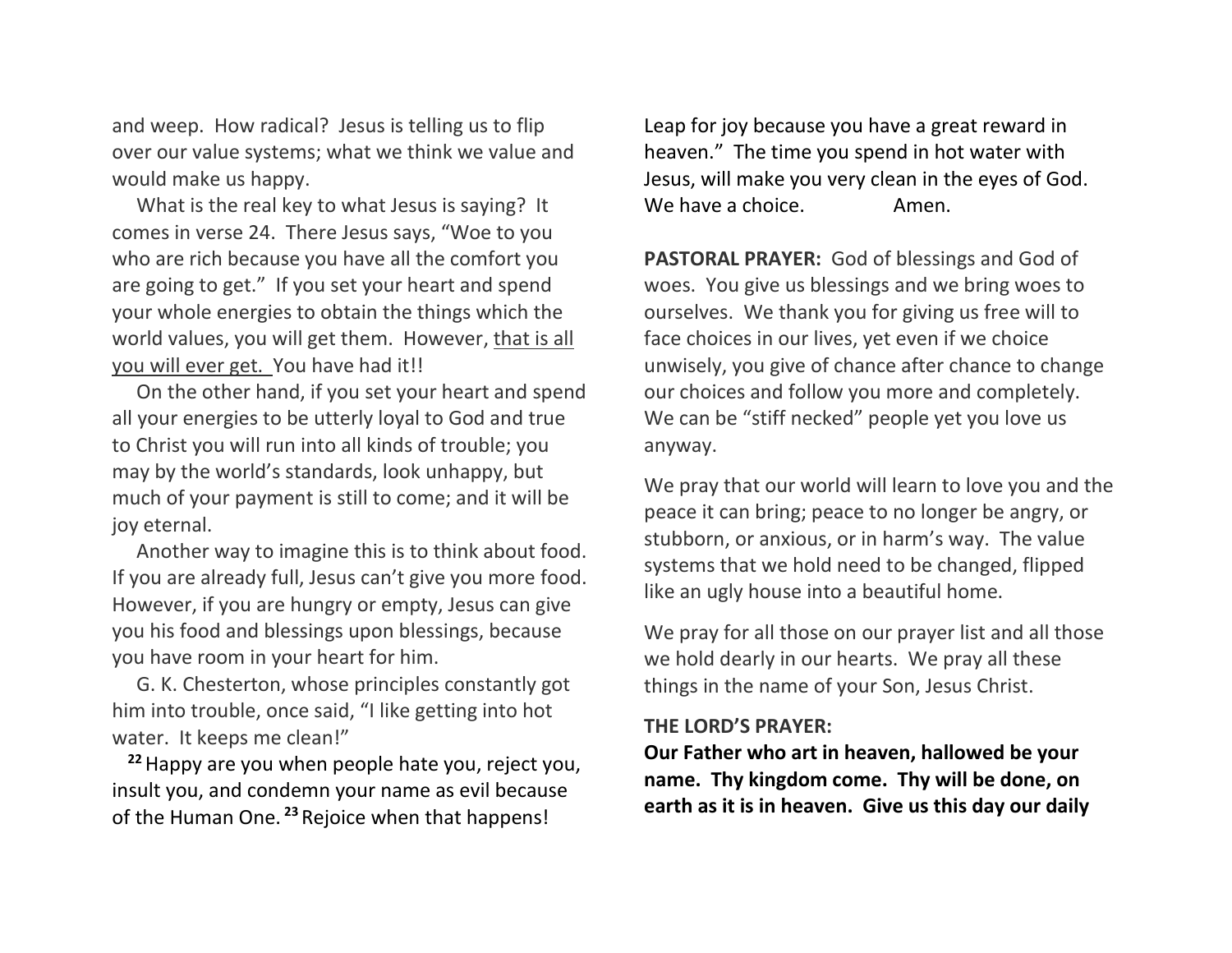and weep. How radical? Jesus is telling us to flip over our value systems; what we think we value and would make us happy.

What is the real key to what Jesus is saying? It comes in verse 24. There Jesus says, "Woe to you who are rich because you have all the comfort you are going to get." If you set your heart and spend your whole energies to obtain the things which the world values, you will get them. However, <u>that is all you will ever get.</u> You have had it!!

On the other hand, if you set your heart and spend all your energies to be utterly loyal to God and true to Christ you will run into all kinds of trouble; you may by the world's standards, look unhappy, but much of your payment is still to come; and it will be joy eternal.

Another way to imagine this is to think about food. If you are already full, Jesus can't give you more food. However, if you are hungry or empty, Jesus can give you his food and blessings upon blessings, because you have room in your heart for him.

G. K. Chesterton, whose principles constantly got him into trouble, once said, "I like getting into hot water. It keeps me clean!"

**22** Happy are you when people hate you, reject you, insult you, and condemn your name as evil because of the Human One. **23** Rejoice when that happens! Leap for joy because you have a great reward in heaven." The time you spend in hot water with Jesus, will make you very clean in the eyes of God. We have a choice. Amen.

**PASTORAL PRAYER:** God of blessings and God of woes. You give us blessings and we bring woes to ourselves. We thank you for giving us free will to face choices in our lives, yet even if we choice unwisely, you give of chance after chance to change our choices and follow you more and completely. We can be "stiff necked" people yet you love us anyway.

We pray that our world will learn to love you and the peace it can bring; peace to no longer be angry, or stubborn, or anxious, or in harm's way. The value systems that we hold need to be changed, flipped like an ugly house into a beautiful home.

We pray for all those on our prayer list and all those we hold dearly in our hearts. We pray all these things in the name of your Son, Jesus Christ.

**THE LORD'S PRAYER:**

**Our Father who art in heaven, hallowed be your name. Thy kingdom come. Thy will be done, on earth as it is in heaven. Give us this day our daily**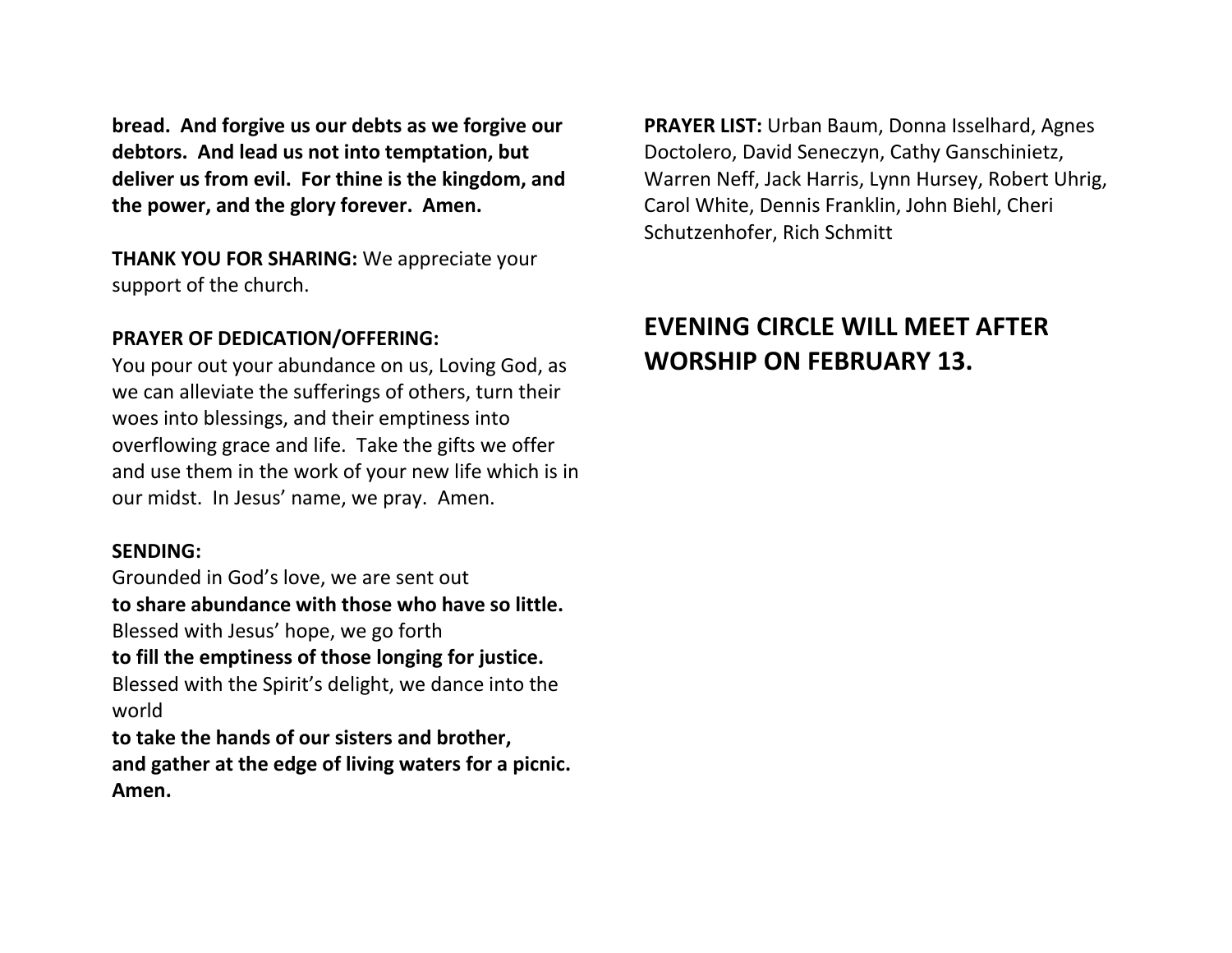**bread. And forgive us our debts as we forgive our debtors. And lead us not into temptation, but deliver us from evil. For thine is the kingdom, and the power, and the glory forever. Amen.**

**THANK YOU FOR SHARING:** We appreciate your support of the church.

**PRAYER OF DEDICATION/OFFERING:**
You pour out your abundance on us, Loving God, as we can alleviate the sufferings of others, turn their woes into blessings, and their emptiness into overflowing grace and life. Take the gifts we offer and use them in the work of your new life which is in our midst. In Jesus' name, we pray. Amen.

**SENDING:**
Grounded in God's love, we are sent out
**to share abundance with those who have so little.**
Blessed with Jesus' hope, we go forth
**to fill the emptiness of those longing for justice.**
Blessed with the Spirit's delight, we dance into the world
**to take the hands of our sisters and brother,**
**and gather at the edge of living waters for a picnic.**
**Amen.**

**PRAYER LIST:** Urban Baum, Donna Isselhard, Agnes Doctolero, David Seneczyn, Cathy Ganschinietz, Warren Neff, Jack Harris, Lynn Hursey, Robert Uhrig, Carol White, Dennis Franklin, John Biehl, Cheri Schutzenhofer, Rich Schmitt

## EVENING CIRCLE WILL MEET AFTER WORSHIP ON FEBRUARY 13.